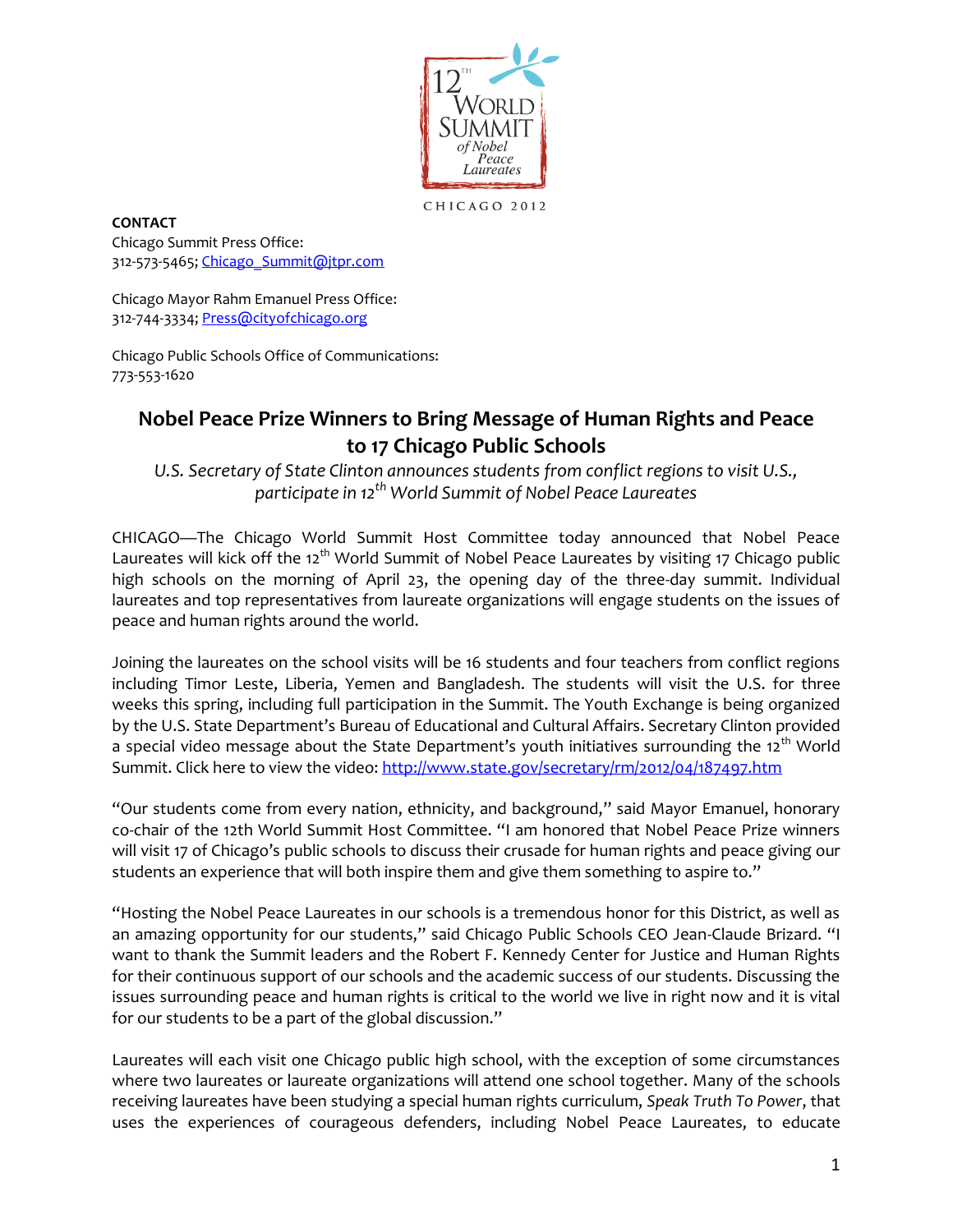12TH WORLD SUMMIT of Nobel Peace Laureates

CHICAGO 2012

**CONTACT**
Chicago Summit Press Office:
312-573-5465; Chicago_Summit@jtpr.com

Chicago Mayor Rahm Emanuel Press Office:
312-744-3334; Press@cityofchicago.org

Chicago Public Schools Office of Communications:
773-553-1620

## Nobel Peace Prize Winners to Bring Message of Human Rights and Peace to 17 Chicago Public Schools

*U.S. Secretary of State Clinton announces students from conflict regions to visit U.S., participate in 12th World Summit of Nobel Peace Laureates*

CHICAGO—The Chicago World Summit Host Committee today announced that Nobel Peace Laureates will kick off the 12th World Summit of Nobel Peace Laureates by visiting 17 Chicago public high schools on the morning of April 23, the opening day of the three-day summit. Individual laureates and top representatives from laureate organizations will engage students on the issues of peace and human rights around the world.

Joining the laureates on the school visits will be 16 students and four teachers from conflict regions including Timor Leste, Liberia, Yemen and Bangladesh. The students will visit the U.S. for three weeks this spring, including full participation in the Summit. The Youth Exchange is being organized by the U.S. State Department's Bureau of Educational and Cultural Affairs. Secretary Clinton provided a special video message about the State Department's youth initiatives surrounding the 12th World Summit. Click here to view the video: http://www.state.gov/secretary/rm/2012/04/187497.htm

"Our students come from every nation, ethnicity, and background," said Mayor Emanuel, honorary co-chair of the 12th World Summit Host Committee. "I am honored that Nobel Peace Prize winners will visit 17 of Chicago's public schools to discuss their crusade for human rights and peace giving our students an experience that will both inspire them and give them something to aspire to."

"Hosting the Nobel Peace Laureates in our schools is a tremendous honor for this District, as well as an amazing opportunity for our students," said Chicago Public Schools CEO Jean-Claude Brizard. "I want to thank the Summit leaders and the Robert F. Kennedy Center for Justice and Human Rights for their continuous support of our schools and the academic success of our students. Discussing the issues surrounding peace and human rights is critical to the world we live in right now and it is vital for our students to be a part of the global discussion."

Laureates will each visit one Chicago public high school, with the exception of some circumstances where two laureates or laureate organizations will attend one school together. Many of the schools receiving laureates have been studying a special human rights curriculum, *Speak Truth To Power*, that uses the experiences of courageous defenders, including Nobel Peace Laureates, to educate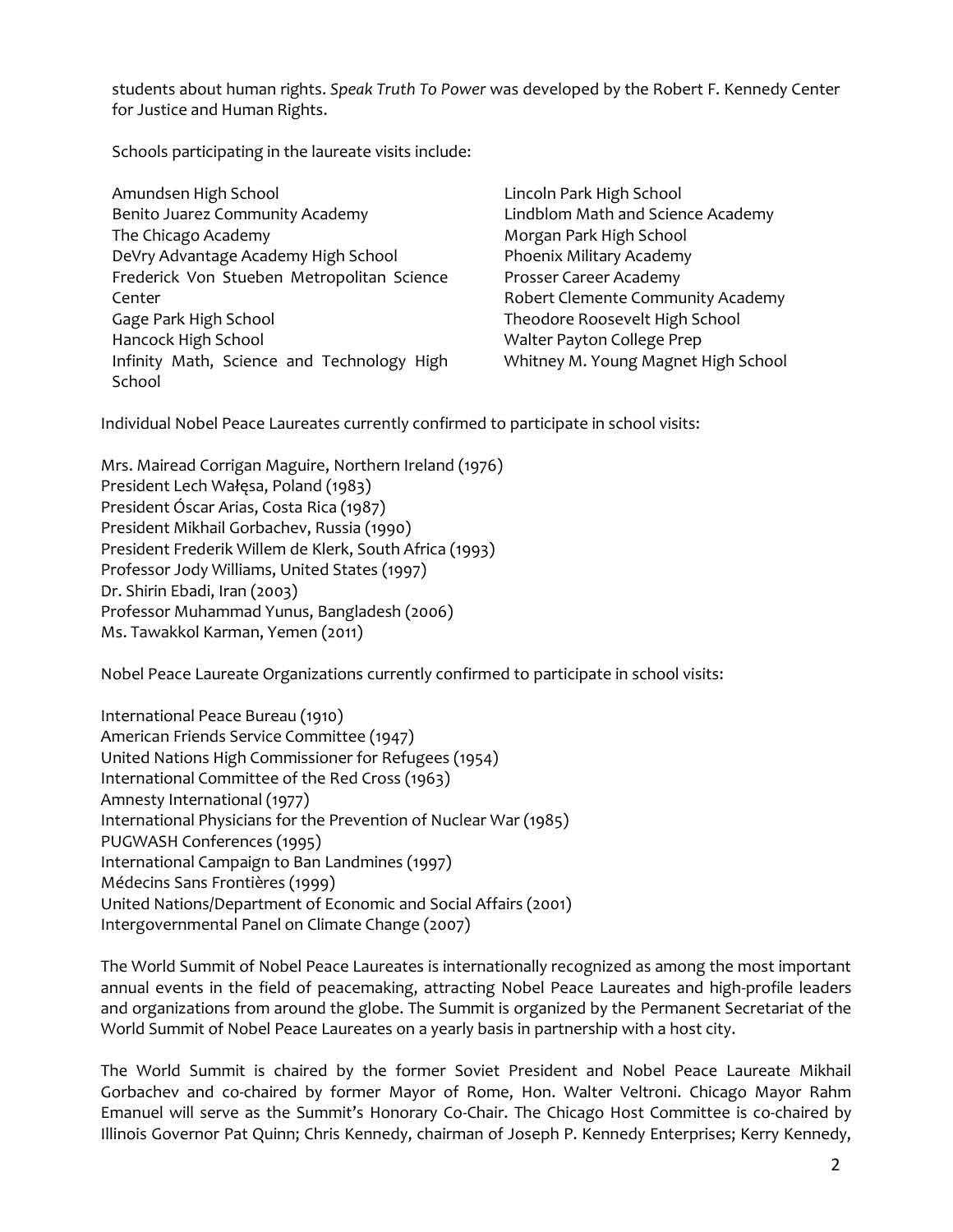students about human rights. *Speak Truth To Power* was developed by the Robert F. Kennedy Center for Justice and Human Rights.

Schools participating in the laureate visits include:

Amundsen High School
Benito Juarez Community Academy
The Chicago Academy
DeVry Advantage Academy High School
Frederick Von Stueben Metropolitan Science Center
Gage Park High School
Hancock High School
Infinity Math, Science and Technology High School
Lincoln Park High School
Lindblom Math and Science Academy
Morgan Park High School
Phoenix Military Academy
Prosser Career Academy
Robert Clemente Community Academy
Theodore Roosevelt High School
Walter Payton College Prep
Whitney M. Young Magnet High School

Individual Nobel Peace Laureates currently confirmed to participate in school visits:

Mrs. Mairead Corrigan Maguire, Northern Ireland (1976)
President Lech Wałęsa, Poland (1983)
President Óscar Arias, Costa Rica (1987)
President Mikhail Gorbachev, Russia (1990)
President Frederik Willem de Klerk, South Africa (1993)
Professor Jody Williams, United States (1997)
Dr. Shirin Ebadi, Iran (2003)
Professor Muhammad Yunus, Bangladesh (2006)
Ms. Tawakkol Karman, Yemen (2011)

Nobel Peace Laureate Organizations currently confirmed to participate in school visits:

International Peace Bureau (1910)
American Friends Service Committee (1947)
United Nations High Commissioner for Refugees (1954)
International Committee of the Red Cross (1963)
Amnesty International (1977)
International Physicians for the Prevention of Nuclear War (1985)
PUGWASH Conferences (1995)
International Campaign to Ban Landmines (1997)
Médecins Sans Frontières (1999)
United Nations/Department of Economic and Social Affairs (2001)
Intergovernmental Panel on Climate Change (2007)

The World Summit of Nobel Peace Laureates is internationally recognized as among the most important annual events in the field of peacemaking, attracting Nobel Peace Laureates and high-profile leaders and organizations from around the globe. The Summit is organized by the Permanent Secretariat of the World Summit of Nobel Peace Laureates on a yearly basis in partnership with a host city.

The World Summit is chaired by the former Soviet President and Nobel Peace Laureate Mikhail Gorbachev and co-chaired by former Mayor of Rome, Hon. Walter Veltroni. Chicago Mayor Rahm Emanuel will serve as the Summit's Honorary Co-Chair. The Chicago Host Committee is co-chaired by Illinois Governor Pat Quinn; Chris Kennedy, chairman of Joseph P. Kennedy Enterprises; Kerry Kennedy,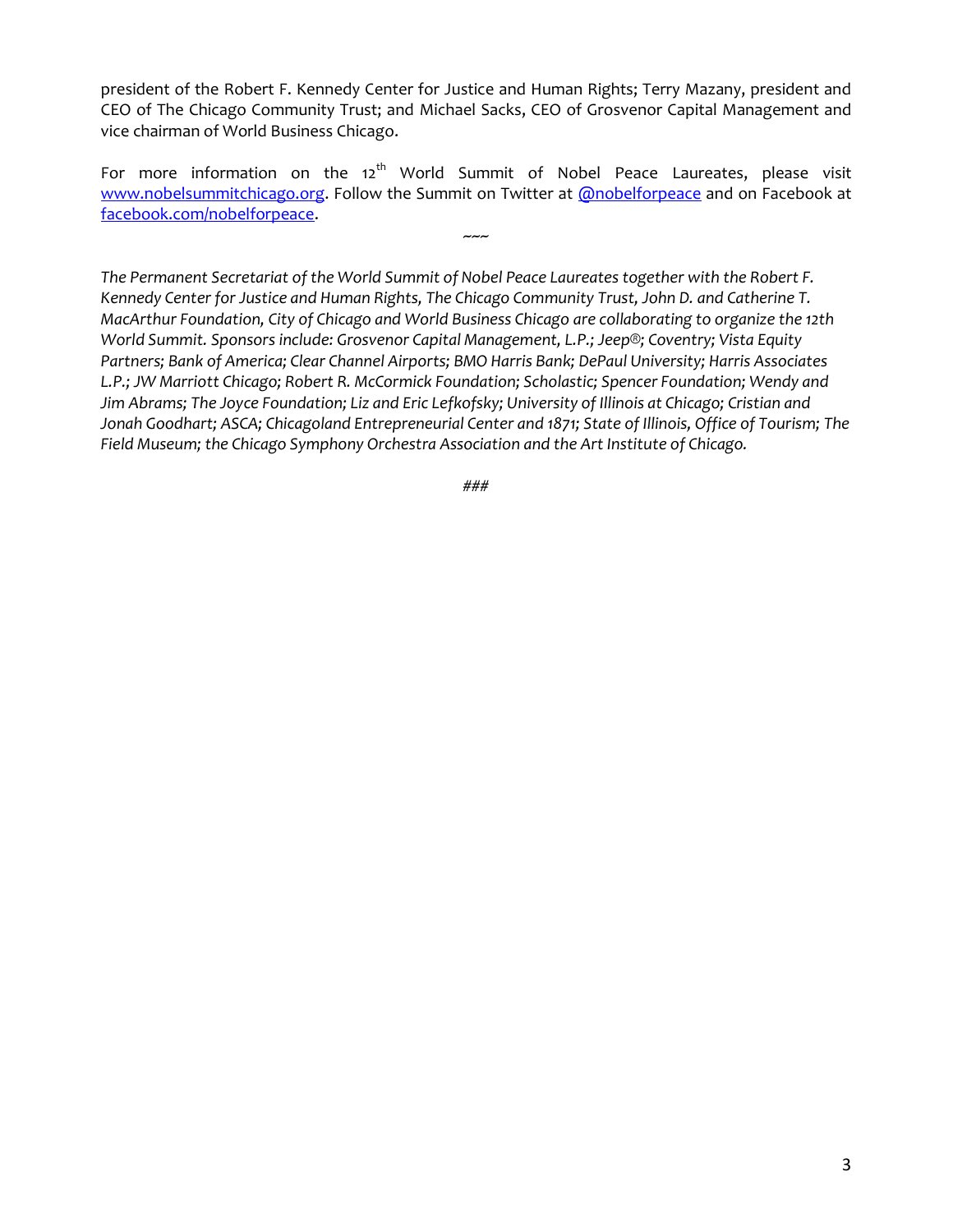president of the Robert F. Kennedy Center for Justice and Human Rights; Terry Mazany, president and CEO of The Chicago Community Trust; and Michael Sacks, CEO of Grosvenor Capital Management and vice chairman of World Business Chicago.

For more information on the 12th World Summit of Nobel Peace Laureates, please visit www.nobelsummitchicago.org. Follow the Summit on Twitter at @nobelforpeace and on Facebook at facebook.com/nobelforpeace.

~~~

*The Permanent Secretariat of the World Summit of Nobel Peace Laureates together with the Robert F. Kennedy Center for Justice and Human Rights, The Chicago Community Trust, John D. and Catherine T. MacArthur Foundation, City of Chicago and World Business Chicago are collaborating to organize the 12th World Summit. Sponsors include: Grosvenor Capital Management, L.P.; Jeep®; Coventry; Vista Equity Partners; Bank of America; Clear Channel Airports; BMO Harris Bank; DePaul University; Harris Associates L.P.; JW Marriott Chicago; Robert R. McCormick Foundation; Scholastic; Spencer Foundation; Wendy and Jim Abrams; The Joyce Foundation; Liz and Eric Lefkofsky; University of Illinois at Chicago; Cristian and Jonah Goodhart; ASCA; Chicagoland Entrepreneurial Center and 1871; State of Illinois, Office of Tourism; The Field Museum; the Chicago Symphony Orchestra Association and the Art Institute of Chicago.*

###